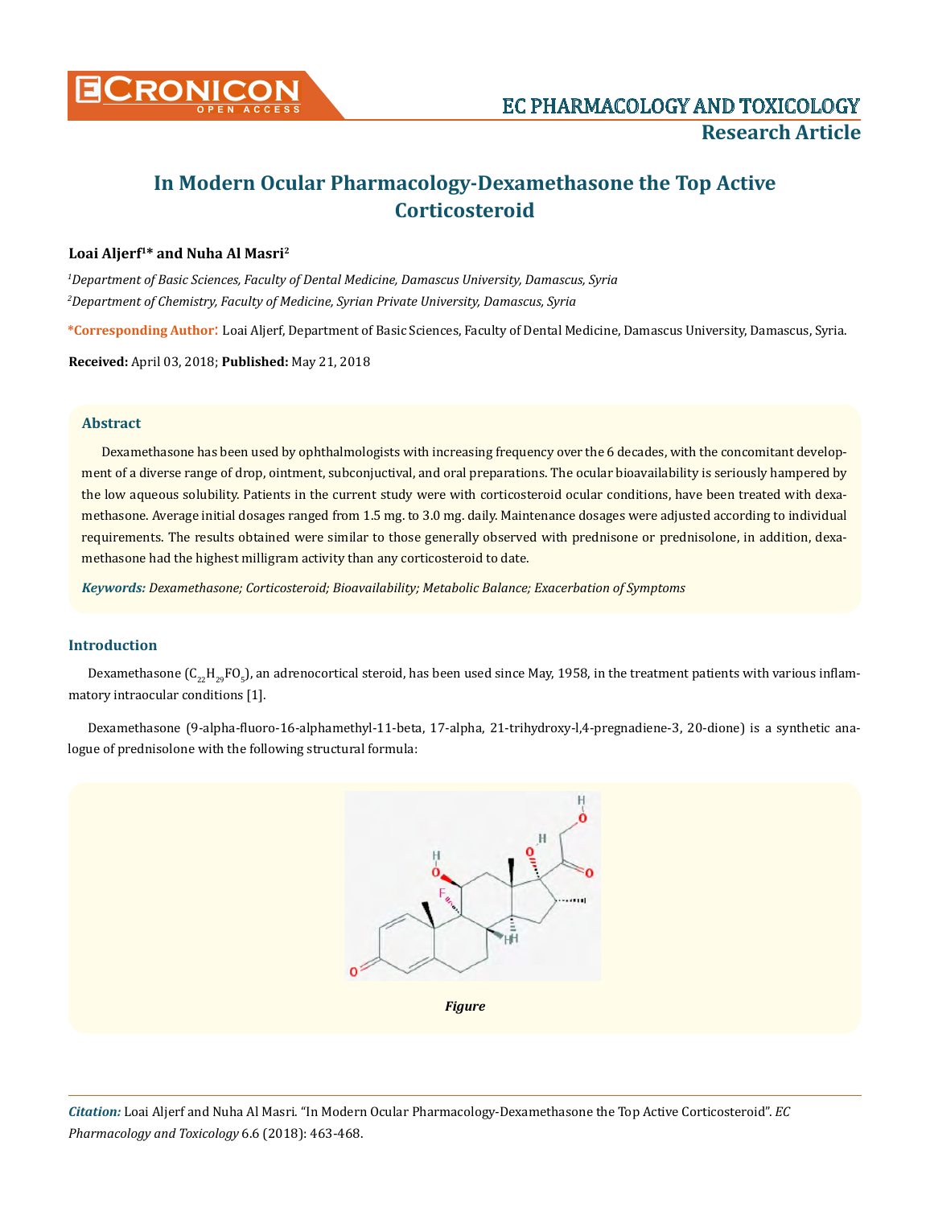# In Modern Ocular Pharmacology-Dexamethasone the Top Active Corticosteroid

**Loai Aljerf[1]* and Nuha Al Masri[2]**

*[1]Department of Basic Sciences, Faculty of Dental Medicine, Damascus University, Damascus, Syria*

*[2]Department of Chemistry, Faculty of Medicine, Syrian Private University, Damascus, Syria*

**\*Corresponding Author:** Loai Aljerf, Department of Basic Sciences, Faculty of Dental Medicine, Damascus University, Damascus, Syria.

**Received:** April 03, 2018; **Published:** May 21, 2018

## Abstract

Dexamethasone has been used by ophthalmologists with increasing frequency over the 6 decades, with the concomitant development of a diverse range of drop, ointment, subconjuctival, and oral preparations. The ocular bioavailability is seriously hampered by the low aqueous solubility. Patients in the current study were with corticosteroid ocular conditions, have been treated with dexamethasone. Average initial dosages ranged from 1.5 mg. to 3.0 mg. daily. Maintenance dosages were adjusted according to individual requirements. The results obtained were similar to those generally observed with prednisone or prednisolone, in addition, dexamethasone had the highest milligram activity than any corticosteroid to date.

***Keywords:*** *Dexamethasone; Corticosteroid; Bioavailability; Metabolic Balance; Exacerbation of Symptoms*

## Introduction

Dexamethasone ($C_{22}H_{29}FO_5$), an adrenocortical steroid, has been used since May, 1958, in the treatment patients with various inflammatory intraocular conditions [1].

Dexamethasone (9-alpha-fluoro-16-alphamethyl-11-beta, 17-alpha, 21-trihydroxy-l,4-pregnadiene-3, 20-dione) is a synthetic analogue of prednisolone with the following structural formula:

*Figure*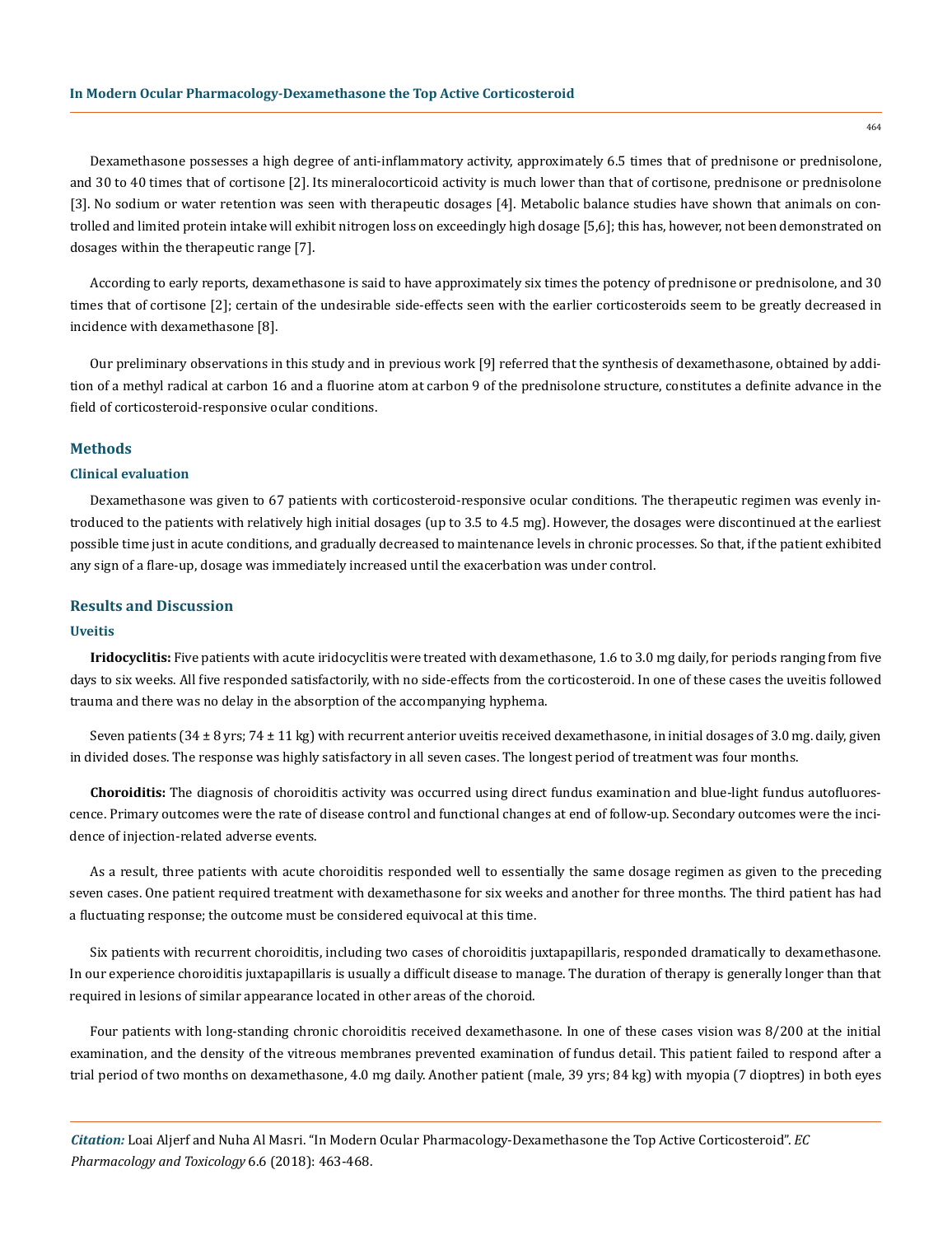Dexamethasone possesses a high degree of anti-inflammatory activity, approximately 6.5 times that of prednisone or prednisolone, and 30 to 40 times that of cortisone [2]. Its mineralocorticoid activity is much lower than that of cortisone, prednisone or prednisolone [3]. No sodium or water retention was seen with therapeutic dosages [4]. Metabolic balance studies have shown that animals on controlled and limited protein intake will exhibit nitrogen loss on exceedingly high dosage [5,6]; this has, however, not been demonstrated on dosages within the therapeutic range [7].

According to early reports, dexamethasone is said to have approximately six times the potency of prednisone or prednisolone, and 30 times that of cortisone [2]; certain of the undesirable side-effects seen with the earlier corticosteroids seem to be greatly decreased in incidence with dexamethasone [8].

Our preliminary observations in this study and in previous work [9] referred that the synthesis of dexamethasone, obtained by addition of a methyl radical at carbon 16 and a fluorine atom at carbon 9 of the prednisolone structure, constitutes a definite advance in the field of corticosteroid-responsive ocular conditions.

## Methods

### Clinical evaluation

Dexamethasone was given to 67 patients with corticosteroid-responsive ocular conditions. The therapeutic regimen was evenly introduced to the patients with relatively high initial dosages (up to 3.5 to 4.5 mg). However, the dosages were discontinued at the earliest possible time just in acute conditions, and gradually decreased to maintenance levels in chronic processes. So that, if the patient exhibited any sign of a flare-up, dosage was immediately increased until the exacerbation was under control.

## Results and Discussion

### Uveitis

**Iridocyclitis:** Five patients with acute iridocyclitis were treated with dexamethasone, 1.6 to 3.0 mg daily, for periods ranging from five days to six weeks. All five responded satisfactorily, with no side-effects from the corticosteroid. In one of these cases the uveitis followed trauma and there was no delay in the absorption of the accompanying hyphema.

Seven patients (34 ± 8 yrs; 74 ± 11 kg) with recurrent anterior uveitis received dexamethasone, in initial dosages of 3.0 mg. daily, given in divided doses. The response was highly satisfactory in all seven cases. The longest period of treatment was four months.

**Choroiditis:** The diagnosis of choroiditis activity was occurred using direct fundus examination and blue-light fundus autofluorescence. Primary outcomes were the rate of disease control and functional changes at end of follow-up. Secondary outcomes were the incidence of injection-related adverse events.

As a result, three patients with acute choroiditis responded well to essentially the same dosage regimen as given to the preceding seven cases. One patient required treatment with dexamethasone for six weeks and another for three months. The third patient has had a fluctuating response; the outcome must be considered equivocal at this time.

Six patients with recurrent choroiditis, including two cases of choroiditis juxtapapillaris, responded dramatically to dexamethasone. In our experience choroiditis juxtapapillaris is usually a difficult disease to manage. The duration of therapy is generally longer than that required in lesions of similar appearance located in other areas of the choroid.

Four patients with long-standing chronic choroiditis received dexamethasone. In one of these cases vision was 8/200 at the initial examination, and the density of the vitreous membranes prevented examination of fundus detail. This patient failed to respond after a trial period of two months on dexamethasone, 4.0 mg daily. Another patient (male, 39 yrs; 84 kg) with myopia (7 dioptres) in both eyes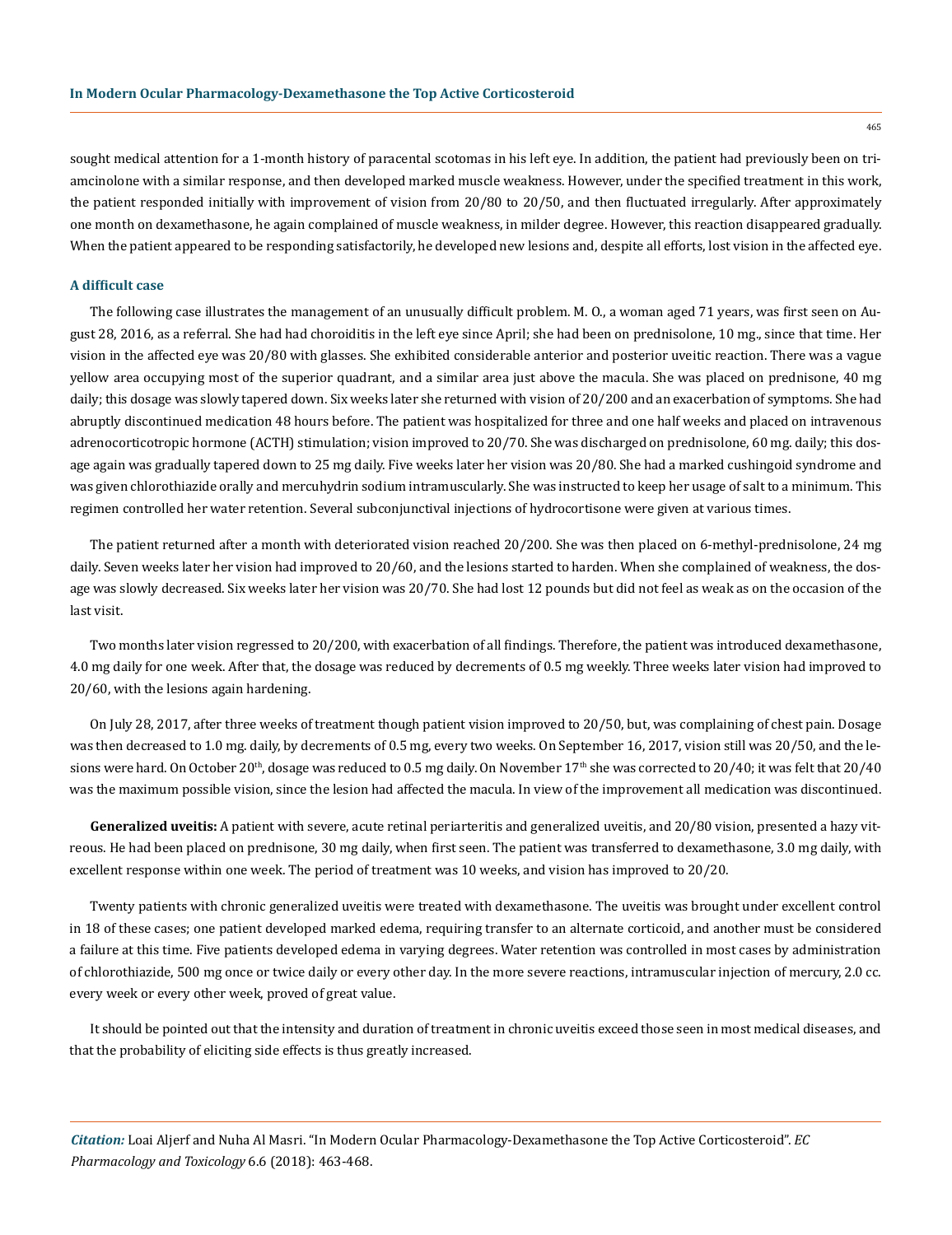sought medical attention for a 1-month history of paracental scotomas in his left eye. In addition, the patient had previously been on triamcinolone with a similar response, and then developed marked muscle weakness. However, under the specified treatment in this work, the patient responded initially with improvement of vision from 20/80 to 20/50, and then fluctuated irregularly. After approximately one month on dexamethasone, he again complained of muscle weakness, in milder degree. However, this reaction disappeared gradually. When the patient appeared to be responding satisfactorily, he developed new lesions and, despite all efforts, lost vision in the affected eye.

### A difficult case

The following case illustrates the management of an unusually difficult problem. M. O., a woman aged 71 years, was first seen on August 28, 2016, as a referral. She had had choroiditis in the left eye since April; she had been on prednisolone, 10 mg., since that time. Her vision in the affected eye was 20/80 with glasses. She exhibited considerable anterior and posterior uveitic reaction. There was a vague yellow area occupying most of the superior quadrant, and a similar area just above the macula. She was placed on prednisone, 40 mg daily; this dosage was slowly tapered down. Six weeks later she returned with vision of 20/200 and an exacerbation of symptoms. She had abruptly discontinued medication 48 hours before. The patient was hospitalized for three and one half weeks and placed on intravenous adrenocorticotropic hormone (ACTH) stimulation; vision improved to 20/70. She was discharged on prednisolone, 60 mg. daily; this dosage again was gradually tapered down to 25 mg daily. Five weeks later her vision was 20/80. She had a marked cushingoid syndrome and was given chlorothiazide orally and mercuhydrin sodium intramuscularly. She was instructed to keep her usage of salt to a minimum. This regimen controlled her water retention. Several subconjunctival injections of hydrocortisone were given at various times.

The patient returned after a month with deteriorated vision reached 20/200. She was then placed on 6-methyl-prednisolone, 24 mg daily. Seven weeks later her vision had improved to 20/60, and the lesions started to harden. When she complained of weakness, the dosage was slowly decreased. Six weeks later her vision was 20/70. She had lost 12 pounds but did not feel as weak as on the occasion of the last visit.

Two months later vision regressed to 20/200, with exacerbation of all findings. Therefore, the patient was introduced dexamethasone, 4.0 mg daily for one week. After that, the dosage was reduced by decrements of 0.5 mg weekly. Three weeks later vision had improved to 20/60, with the lesions again hardening.

On July 28, 2017, after three weeks of treatment though patient vision improved to 20/50, but, was complaining of chest pain. Dosage was then decreased to 1.0 mg. daily, by decrements of 0.5 mg, every two weeks. On September 16, 2017, vision still was 20/50, and the lesions were hard. On October 20th, dosage was reduced to 0.5 mg daily. On November 17th she was corrected to 20/40; it was felt that 20/40 was the maximum possible vision, since the lesion had affected the macula. In view of the improvement all medication was discontinued.

**Generalized uveitis:** A patient with severe, acute retinal periarteritis and generalized uveitis, and 20/80 vision, presented a hazy vitreous. He had been placed on prednisone, 30 mg daily, when first seen. The patient was transferred to dexamethasone, 3.0 mg daily, with excellent response within one week. The period of treatment was 10 weeks, and vision has improved to 20/20.

Twenty patients with chronic generalized uveitis were treated with dexamethasone. The uveitis was brought under excellent control in 18 of these cases; one patient developed marked edema, requiring transfer to an alternate corticoid, and another must be considered a failure at this time. Five patients developed edema in varying degrees. Water retention was controlled in most cases by administration of chlorothiazide, 500 mg once or twice daily or every other day. In the more severe reactions, intramuscular injection of mercury, 2.0 cc. every week or every other week, proved of great value.

It should be pointed out that the intensity and duration of treatment in chronic uveitis exceed those seen in most medical diseases, and that the probability of eliciting side effects is thus greatly increased.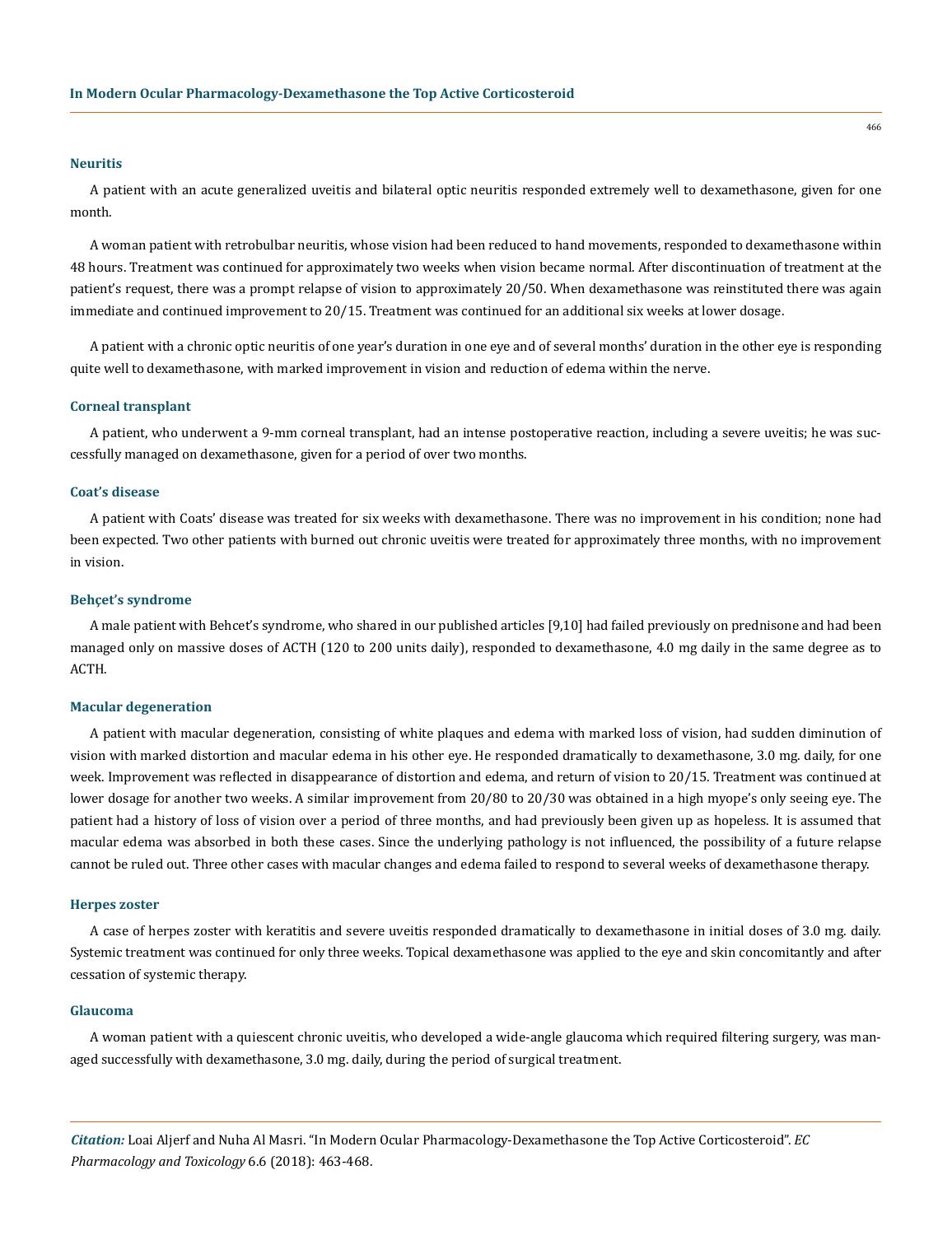### Neuritis

A patient with an acute generalized uveitis and bilateral optic neuritis responded extremely well to dexamethasone, given for one month.

A woman patient with retrobulbar neuritis, whose vision had been reduced to hand movements, responded to dexamethasone within 48 hours. Treatment was continued for approximately two weeks when vision became normal. After discontinuation of treatment at the patient's request, there was a prompt relapse of vision to approximately 20/50. When dexamethasone was reinstituted there was again immediate and continued improvement to 20/15. Treatment was continued for an additional six weeks at lower dosage.

A patient with a chronic optic neuritis of one year's duration in one eye and of several months' duration in the other eye is responding quite well to dexamethasone, with marked improvement in vision and reduction of edema within the nerve.

### Corneal transplant

A patient, who underwent a 9-mm corneal transplant, had an intense postoperative reaction, including a severe uveitis; he was successfully managed on dexamethasone, given for a period of over two months.

### Coat's disease

A patient with Coats' disease was treated for six weeks with dexamethasone. There was no improvement in his condition; none had been expected. Two other patients with burned out chronic uveitis were treated for approximately three months, with no improvement in vision.

### Behçet's syndrome

A male patient with Behcet's syndrome, who shared in our published articles [9,10] had failed previously on prednisone and had been managed only on massive doses of ACTH (120 to 200 units daily), responded to dexamethasone, 4.0 mg daily in the same degree as to ACTH.

### Macular degeneration

A patient with macular degeneration, consisting of white plaques and edema with marked loss of vision, had sudden diminution of vision with marked distortion and macular edema in his other eye. He responded dramatically to dexamethasone, 3.0 mg. daily, for one week. Improvement was reflected in disappearance of distortion and edema, and return of vision to 20/15. Treatment was continued at lower dosage for another two weeks. A similar improvement from 20/80 to 20/30 was obtained in a high myope's only seeing eye. The patient had a history of loss of vision over a period of three months, and had previously been given up as hopeless. It is assumed that macular edema was absorbed in both these cases. Since the underlying pathology is not influenced, the possibility of a future relapse cannot be ruled out. Three other cases with macular changes and edema failed to respond to several weeks of dexamethasone therapy.

### Herpes zoster

A case of herpes zoster with keratitis and severe uveitis responded dramatically to dexamethasone in initial doses of 3.0 mg. daily. Systemic treatment was continued for only three weeks. Topical dexamethasone was applied to the eye and skin concomitantly and after cessation of systemic therapy.

### Glaucoma

A woman patient with a quiescent chronic uveitis, who developed a wide-angle glaucoma which required filtering surgery, was managed successfully with dexamethasone, 3.0 mg. daily, during the period of surgical treatment.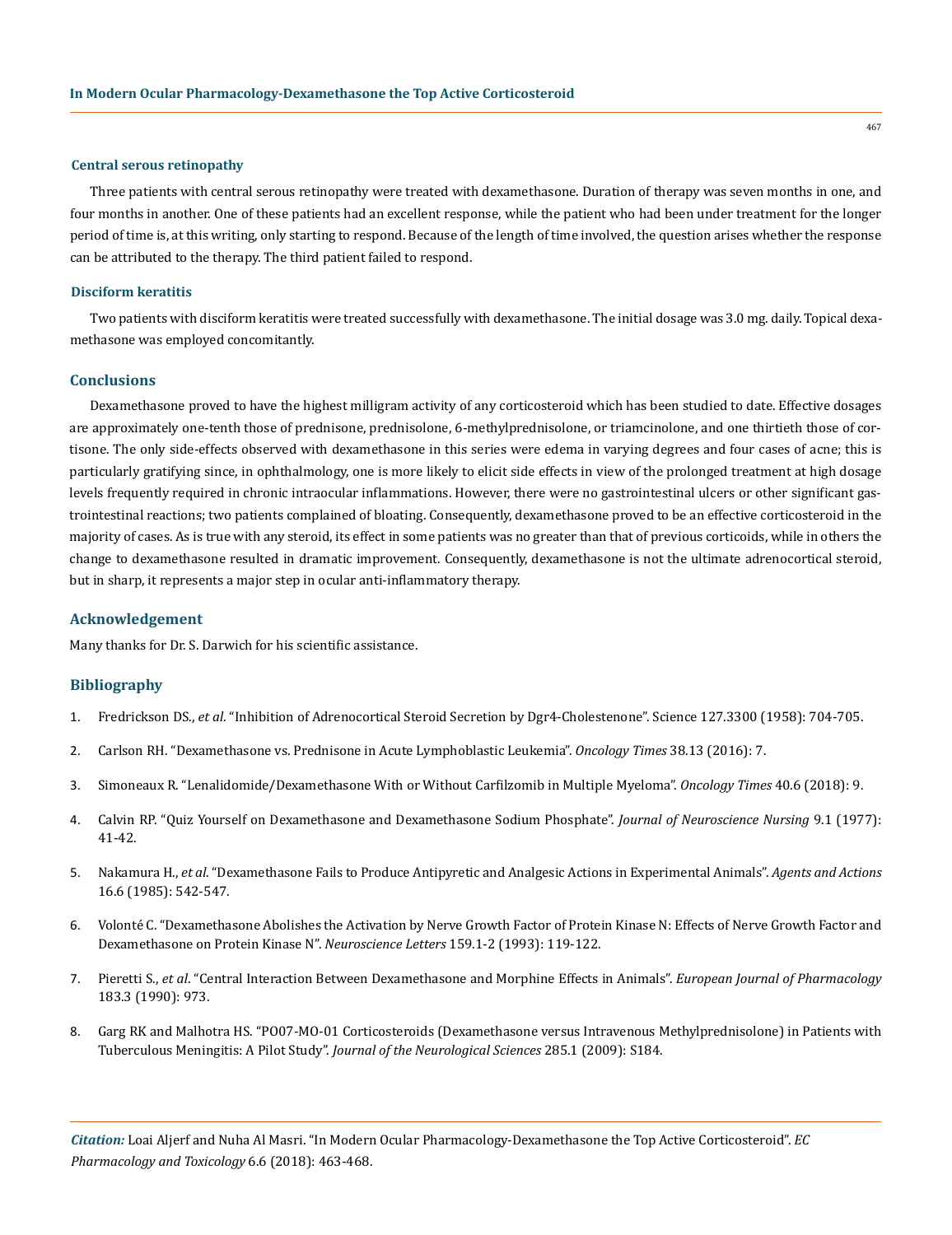### Central serous retinopathy

Three patients with central serous retinopathy were treated with dexamethasone. Duration of therapy was seven months in one, and four months in another. One of these patients had an excellent response, while the patient who had been under treatment for the longer period of time is, at this writing, only starting to respond. Because of the length of time involved, the question arises whether the response can be attributed to the therapy. The third patient failed to respond.

### Disciform keratitis

Two patients with disciform keratitis were treated successfully with dexamethasone. The initial dosage was 3.0 mg. daily. Topical dexamethasone was employed concomitantly.

## Conclusions

Dexamethasone proved to have the highest milligram activity of any corticosteroid which has been studied to date. Effective dosages are approximately one-tenth those of prednisone, prednisolone, 6-methylprednisolone, or triamcinolone, and one thirtieth those of cortisone. The only side-effects observed with dexamethasone in this series were edema in varying degrees and four cases of acne; this is particularly gratifying since, in ophthalmology, one is more likely to elicit side effects in view of the prolonged treatment at high dosage levels frequently required in chronic intraocular inflammations. However, there were no gastrointestinal ulcers or other significant gastrointestinal reactions; two patients complained of bloating. Consequently, dexamethasone proved to be an effective corticosteroid in the majority of cases. As is true with any steroid, its effect in some patients was no greater than that of previous corticoids, while in others the change to dexamethasone resulted in dramatic improvement. Consequently, dexamethasone is not the ultimate adrenocortical steroid, but in sharp, it represents a major step in ocular anti-inflammatory therapy.

## Acknowledgement

Many thanks for Dr. S. Darwich for his scientific assistance.

## Bibliography

1. Fredrickson DS., *et al*. "Inhibition of Adrenocortical Steroid Secretion by Dgr4-Cholestenone". Science 127.3300 (1958): 704-705.
2. Carlson RH. "Dexamethasone vs. Prednisone in Acute Lymphoblastic Leukemia". *Oncology Times* 38.13 (2016): 7.
3. Simoneaux R. "Lenalidomide/Dexamethasone With or Without Carfilzomib in Multiple Myeloma". *Oncology Times* 40.6 (2018): 9.
4. Calvin RP. "Quiz Yourself on Dexamethasone and Dexamethasone Sodium Phosphate". *Journal of Neuroscience Nursing* 9.1 (1977): 41-42.
5. Nakamura H., *et al*. "Dexamethasone Fails to Produce Antipyretic and Analgesic Actions in Experimental Animals". *Agents and Actions* 16.6 (1985): 542-547.
6. Volonté C. "Dexamethasone Abolishes the Activation by Nerve Growth Factor of Protein Kinase N: Effects of Nerve Growth Factor and Dexamethasone on Protein Kinase N". *Neuroscience Letters* 159.1-2 (1993): 119-122.
7. Pieretti S., *et al*. "Central Interaction Between Dexamethasone and Morphine Effects in Animals". *European Journal of Pharmacology* 183.3 (1990): 973.
8. Garg RK and Malhotra HS. "PO07-MO-01 Corticosteroids (Dexamethasone versus Intravenous Methylprednisolone) in Patients with Tuberculous Meningitis: A Pilot Study". *Journal of the Neurological Sciences* 285.1 (2009): S184.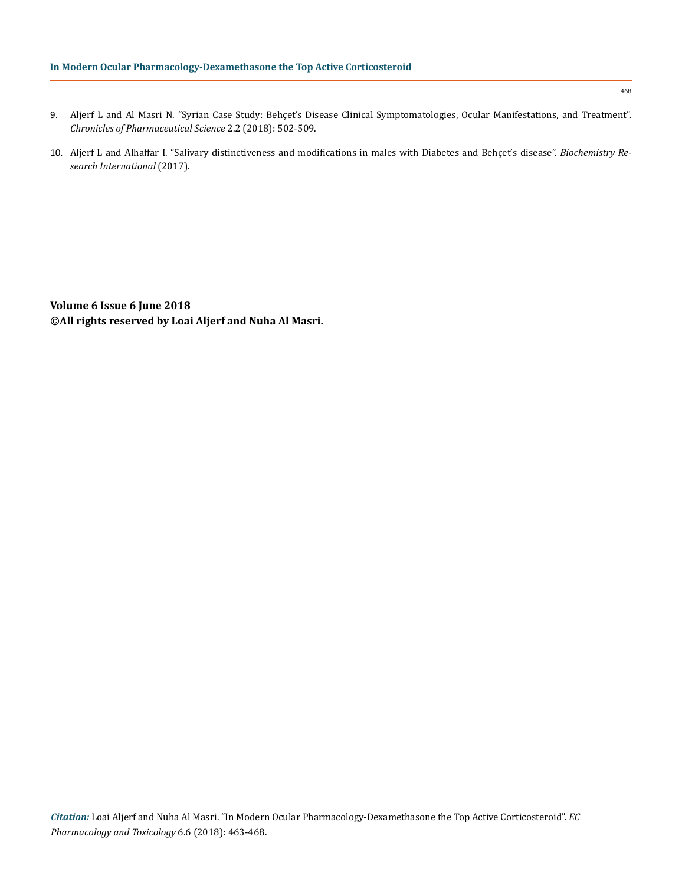9. Aljerf L and Al Masri N. "Syrian Case Study: Behçet's Disease Clinical Symptomatologies, Ocular Manifestations, and Treatment". *Chronicles of Pharmaceutical Science* 2.2 (2018): 502-509.

10. Aljerf L and Alhaffar I. "Salivary distinctiveness and modifications in males with Diabetes and Behçet's disease". *Biochemistry Research International* (2017).

**Volume 6 Issue 6 June 2018**
**©All rights reserved by Loai Aljerf and Nuha Al Masri.**